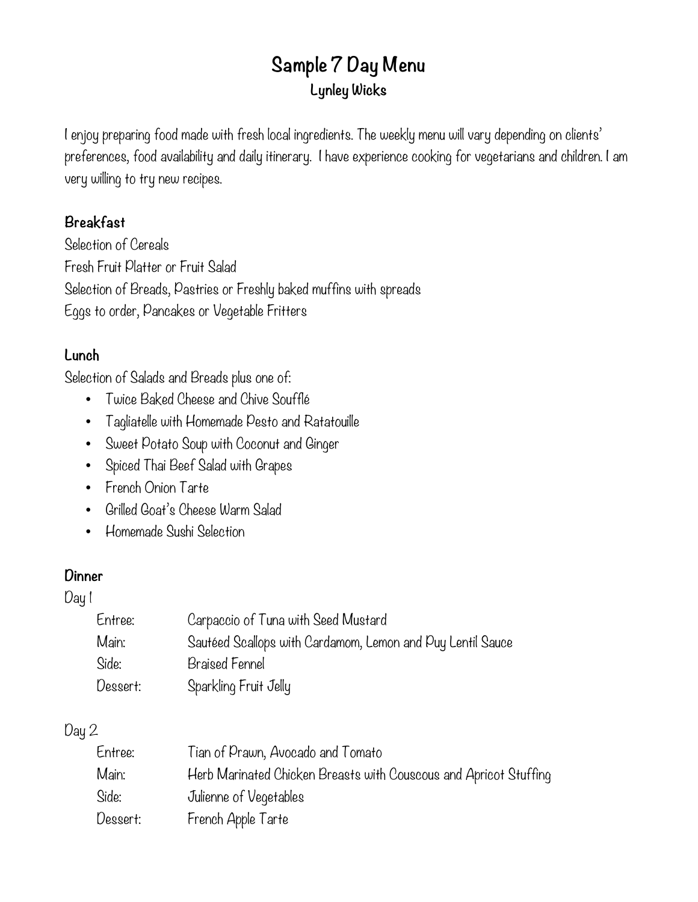# Sample 7 Day Menu

## Lynley Wicks

I enjoy preparing food made with fresh local ingredients. The weekly menu will vary depending on clients' preferences, food availability and daily itinerary. I have experience cooking for vegetarians and children. I am very willing to try new recipes.

### Breakfast

Selection of Cereals
Fresh Fruit Platter or Fruit Salad
Selection of Breads, Pastries or Freshly baked muffins with spreads
Eggs to order, Pancakes or Vegetable Fritters

### Lunch

Selection of Salads and Breads plus one of:

- Twice Baked Cheese and Chive Soufflé
- Tagliatelle with Homemade Pesto and Ratatouille
- Sweet Potato Soup with Coconut and Ginger
- Spiced Thai Beef Salad with Grapes
- French Onion Tarte
- Grilled Goat's Cheese Warm Salad
- Homemade Sushi Selection

### Dinner

Day 1

| | |
|---|---|
| Entree: | Carpaccio of Tuna with Seed Mustard |
| Main: | Sautéed Scallops with Cardamom, Lemon and Puy Lentil Sauce |
| Side: | Braised Fennel |
| Dessert: | Sparkling Fruit Jelly |

Day 2

| | |
|---|---|
| Entree: | Tian of Prawn, Avocado and Tomato |
| Main: | Herb Marinated Chicken Breasts with Couscous and Apricot Stuffing |
| Side: | Julienne of Vegetables |
| Dessert: | French Apple Tarte |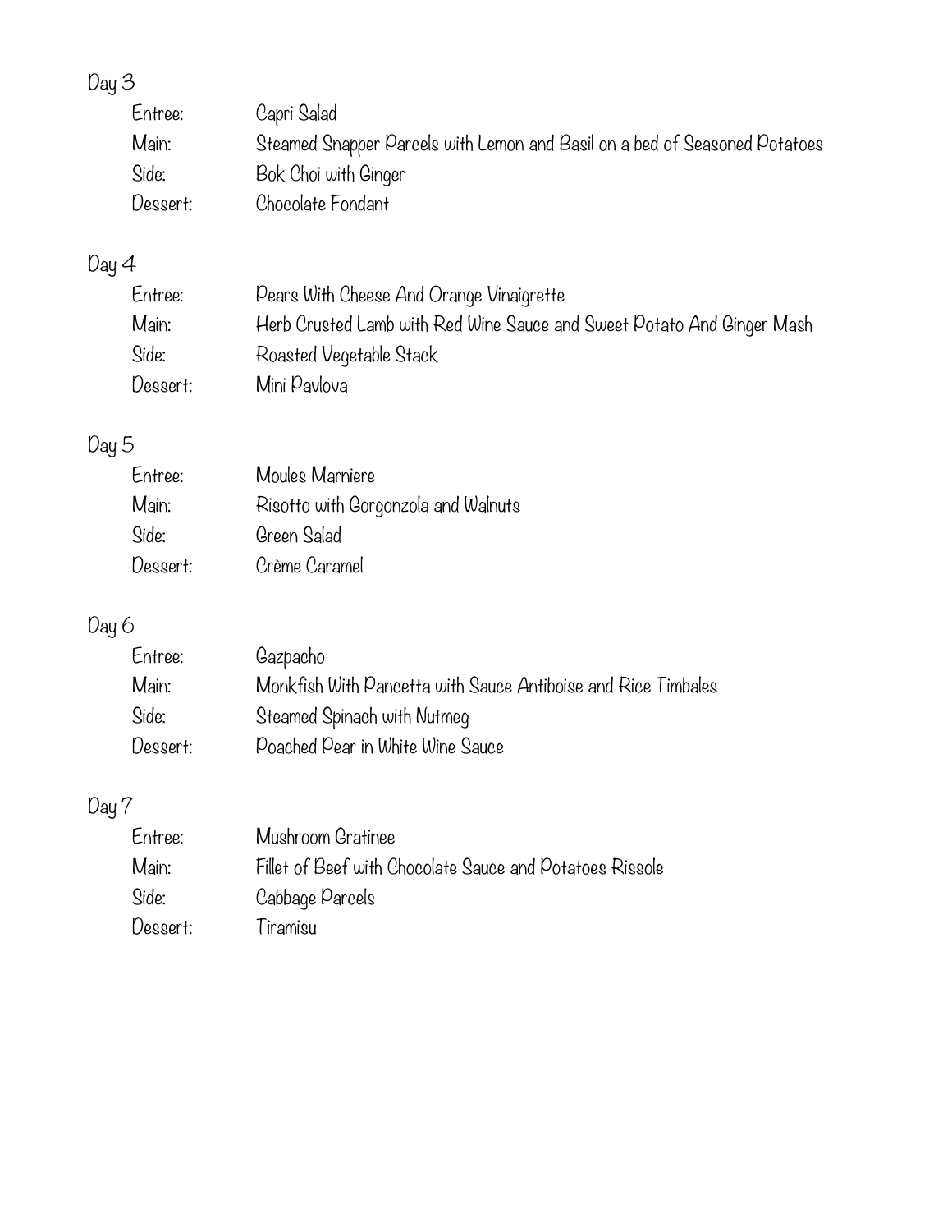## Day 3

| | |
|---|---|
| Entree: | Capri Salad |
| Main: | Steamed Snapper Parcels with Lemon and Basil on a bed of Seasoned Potatoes |
| Side: | Bok Choi with Ginger |
| Dessert: | Chocolate Fondant |

## Day 4

| | |
|---|---|
| Entree: | Pears With Cheese And Orange Vinaigrette |
| Main: | Herb Crusted Lamb with Red Wine Sauce and Sweet Potato And Ginger Mash |
| Side: | Roasted Vegetable Stack |
| Dessert: | Mini Pavlova |

## Day 5

| | |
|---|---|
| Entree: | Moules Marniere |
| Main: | Risotto with Gorgonzola and Walnuts |
| Side: | Green Salad |
| Dessert: | Crème Caramel |

## Day 6

| | |
|---|---|
| Entree: | Gazpacho |
| Main: | Monkfish With Pancetta with Sauce Antiboise and Rice Timbales |
| Side: | Steamed Spinach with Nutmeg |
| Dessert: | Poached Pear in White Wine Sauce |

## Day 7

| | |
|---|---|
| Entree: | Mushroom Gratinee |
| Main: | Fillet of Beef with Chocolate Sauce and Potatoes Rissole |
| Side: | Cabbage Parcels |
| Dessert: | Tiramisu |